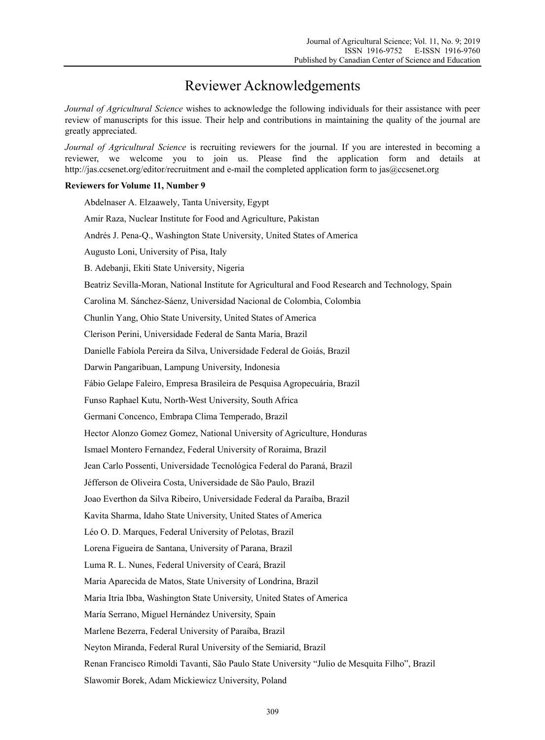# Reviewer Acknowledgements

*Journal of Agricultural Science* wishes to acknowledge the following individuals for their assistance with peer review of manuscripts for this issue. Their help and contributions in maintaining the quality of the journal are greatly appreciated.

*Journal of Agricultural Science* is recruiting reviewers for the journal. If you are interested in becoming a reviewer, we welcome you to join us. Please find the application form and details at http://jas.ccsenet.org/editor/recruitment and e-mail the completed application form to jas@ccsenet.org

**Reviewers for Volume 11, Number 9**

Abdelnaser A. Elzaawely, Tanta University, Egypt

Amir Raza, Nuclear Institute for Food and Agriculture, Pakistan

Andrés J. Pena-Q., Washington State University, United States of America

Augusto Loni, University of Pisa, Italy

B. Adebanji, Ekiti State University, Nigeria

Beatriz Sevilla-Moran, National Institute for Agricultural and Food Research and Technology, Spain

Carolina M. Sánchez-Sáenz, Universidad Nacional de Colombia, Colombia

Chunlin Yang, Ohio State University, United States of America

Clerison Perini, Universidade Federal de Santa Maria, Brazil

Danielle Fabíola Pereira da Silva, Universidade Federal de Goiás, Brazil

Darwin Pangaribuan, Lampung University, Indonesia

Fábio Gelape Faleiro, Empresa Brasileira de Pesquisa Agropecuária, Brazil

Funso Raphael Kutu, North-West University, South Africa

Germani Concenco, Embrapa Clima Temperado, Brazil

Hector Alonzo Gomez Gomez, National University of Agriculture, Honduras

Ismael Montero Fernandez, Federal University of Roraima, Brazil

Jean Carlo Possenti, Universidade Tecnológica Federal do Paraná, Brazil

Jéfferson de Oliveira Costa, Universidade de São Paulo, Brazil

Joao Everthon da Silva Ribeiro, Universidade Federal da Paraíba, Brazil

Kavita Sharma, Idaho State University, United States of America

Léo O. D. Marques, Federal University of Pelotas, Brazil

Lorena Figueira de Santana, University of Parana, Brazil

Luma R. L. Nunes, Federal University of Ceará, Brazil

Maria Aparecida de Matos, State University of Londrina, Brazil

Maria Itria Ibba, Washington State University, United States of America

María Serrano, Miguel Hernández University, Spain

Marlene Bezerra, Federal University of Paraíba, Brazil

Neyton Miranda, Federal Rural University of the Semiarid, Brazil

Renan Francisco Rimoldi Tavanti, São Paulo State University "Julio de Mesquita Filho", Brazil

Slawomir Borek, Adam Mickiewicz University, Poland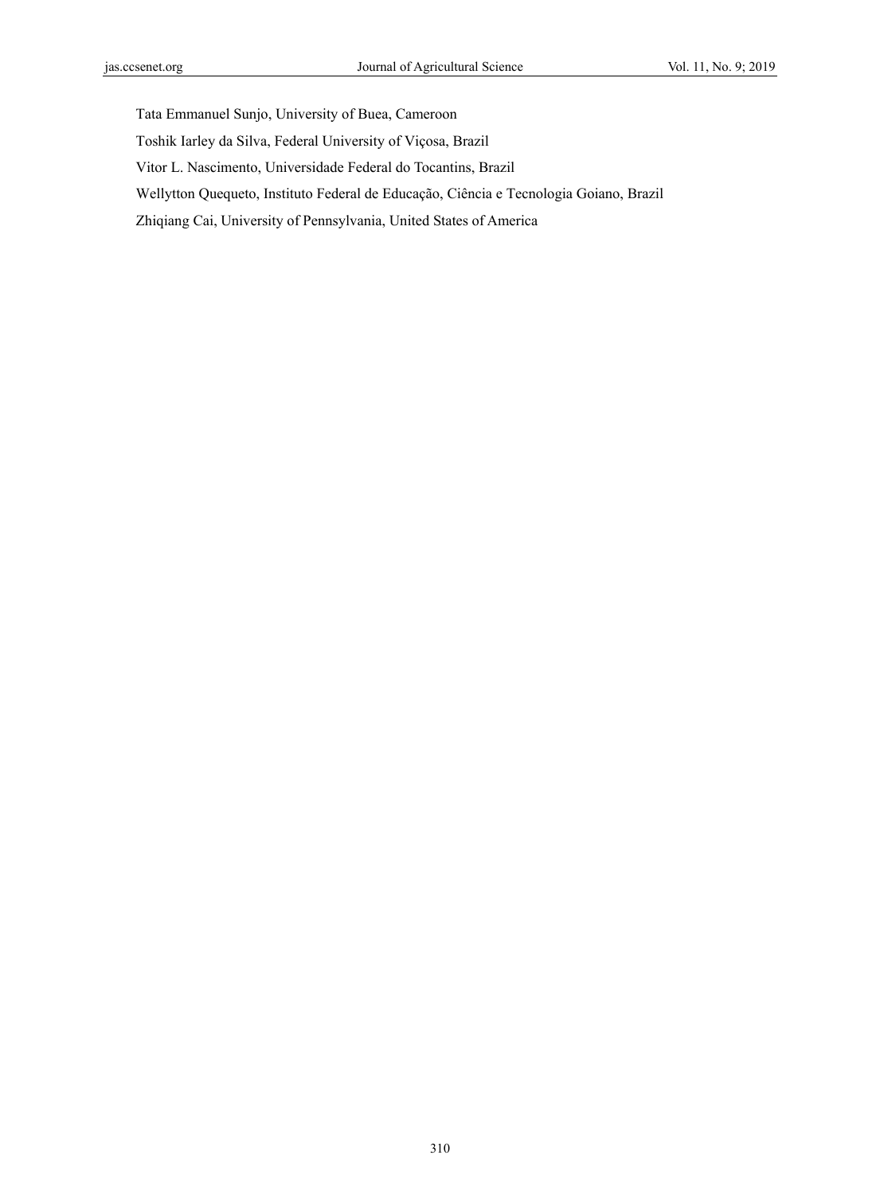Tata Emmanuel Sunjo, University of Buea, Cameroon

Toshik Iarley da Silva, Federal University of Viçosa, Brazil

Vitor L. Nascimento, Universidade Federal do Tocantins, Brazil

Wellytton Quequeto, Instituto Federal de Educação, Ciência e Tecnologia Goiano, Brazil

Zhiqiang Cai, University of Pennsylvania, United States of America